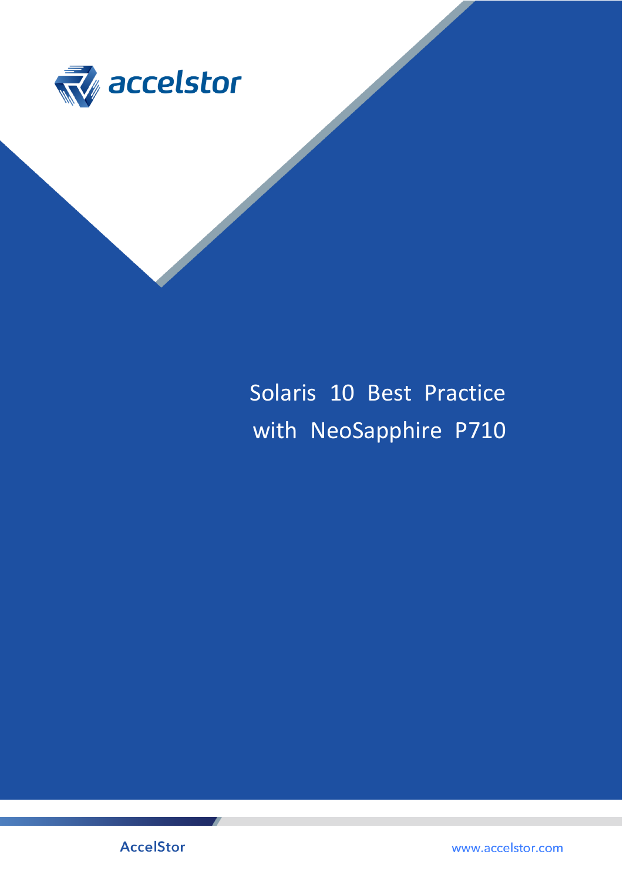accelstor

# Solaris 10 Best Practice with NeoSapphire P710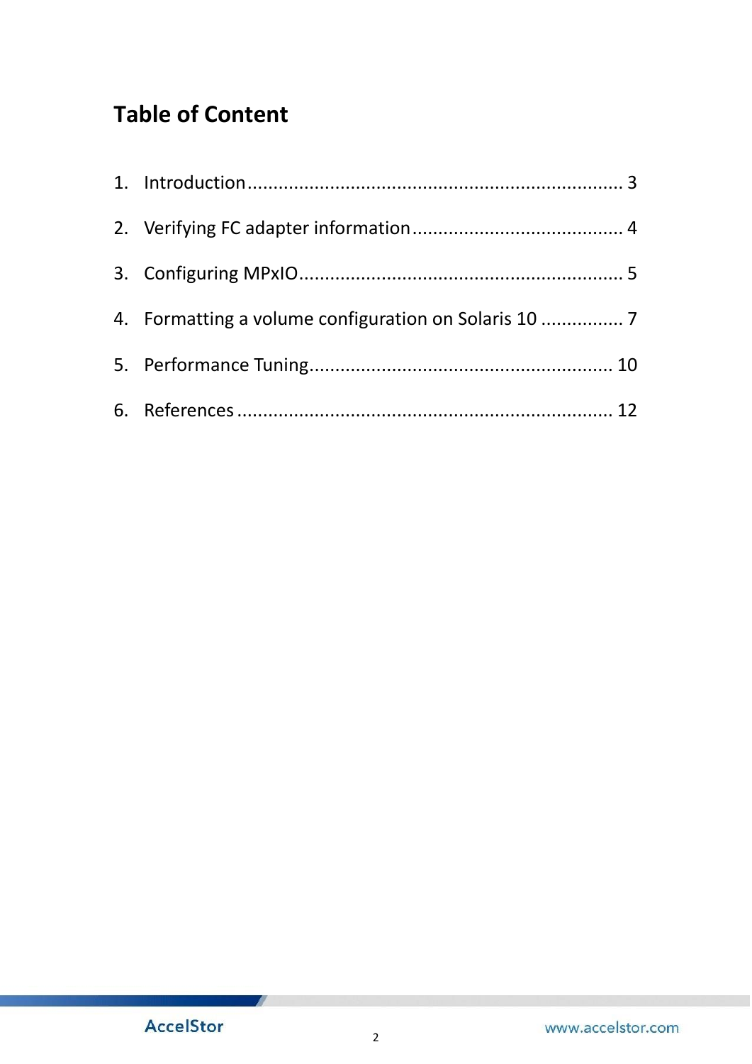# Table of Content

1. Introduction ........................................................................ 3
2. Verifying FC adapter information ......................................... 4
3. Configuring MPxIO ............................................................... 5
4. Formatting a volume configuration on Solaris 10 ................ 7
5. Performance Tuning ........................................................... 10
6. References ......................................................................... 12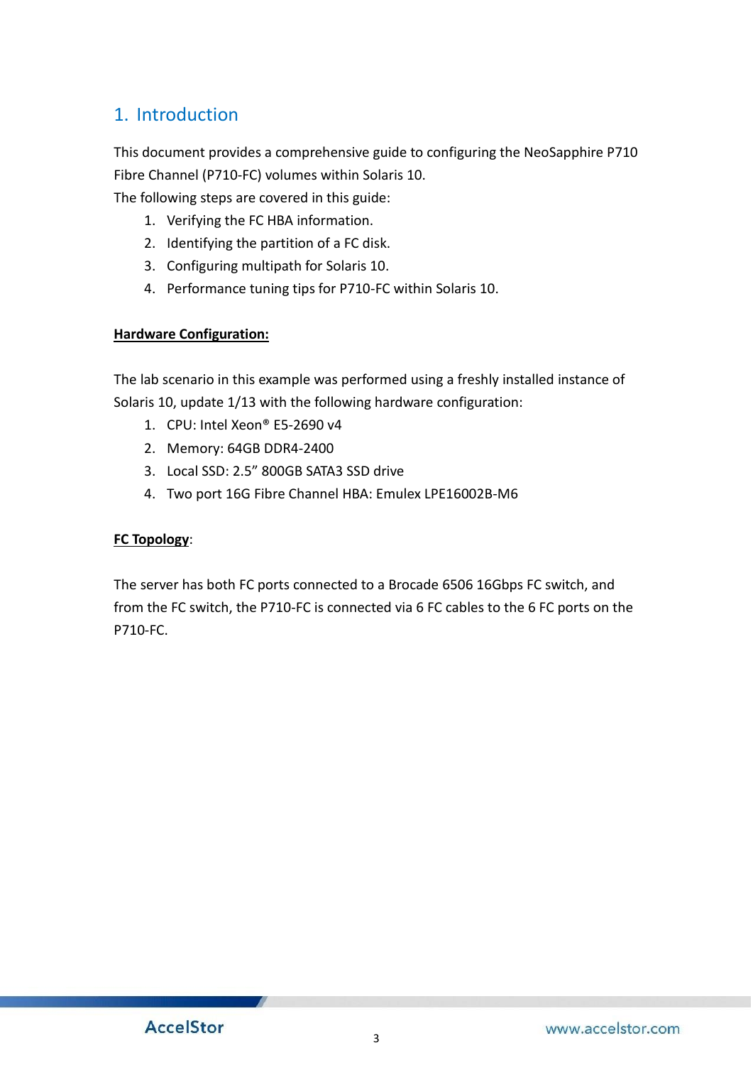# 1. Introduction

This document provides a comprehensive guide to configuring the NeoSapphire P710 Fibre Channel (P710-FC) volumes within Solaris 10.

The following steps are covered in this guide:

1. Verifying the FC HBA information.
2. Identifying the partition of a FC disk.
3. Configuring multipath for Solaris 10.
4. Performance tuning tips for P710-FC within Solaris 10.

**Hardware Configuration:**

The lab scenario in this example was performed using a freshly installed instance of Solaris 10, update 1/13 with the following hardware configuration:

1. CPU: Intel Xeon® E5-2690 v4
2. Memory: 64GB DDR4-2400
3. Local SSD: 2.5" 800GB SATA3 SSD drive
4. Two port 16G Fibre Channel HBA: Emulex LPE16002B-M6

**FC Topology**:

The server has both FC ports connected to a Brocade 6506 16Gbps FC switch, and from the FC switch, the P710-FC is connected via 6 FC cables to the 6 FC ports on the P710-FC.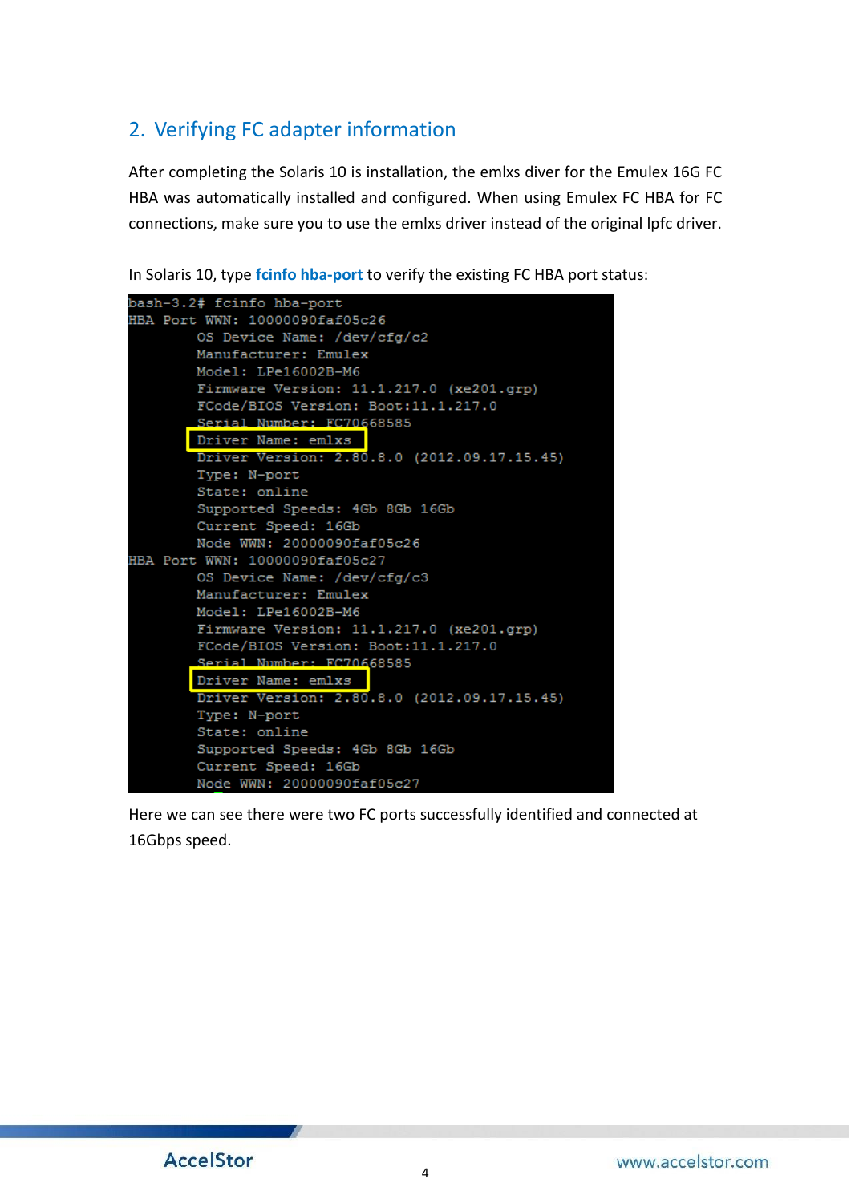## 2. Verifying FC adapter information

After completing the Solaris 10 is installation, the emlxs diver for the Emulex 16G FC HBA was automatically installed and configured. When using Emulex FC HBA for FC connections, make sure you to use the emlxs driver instead of the original lpfc driver.

In Solaris 10, type **fcinfo hba-port** to verify the existing FC HBA port status:

```
bash-3.2# fcinfo hba-port
HBA Port WWN: 10000090faf05c26
        OS Device Name: /dev/cfg/c2
        Manufacturer: Emulex
        Model: LPe16002B-M6
        Firmware Version: 11.1.217.0 (xe201.grp)
        FCode/BIOS Version: Boot:11.1.217.0
        Serial Number: FC70668585
        Driver Name: emlxs
        Driver Version: 2.80.8.0 (2012.09.17.15.45)
        Type: N-port
        State: online
        Supported Speeds: 4Gb 8Gb 16Gb
        Current Speed: 16Gb
        Node WWN: 20000090faf05c26
HBA Port WWN: 10000090faf05c27
        OS Device Name: /dev/cfg/c3
        Manufacturer: Emulex
        Model: LPe16002B-M6
        Firmware Version: 11.1.217.0 (xe201.grp)
        FCode/BIOS Version: Boot:11.1.217.0
        Serial Number: FC70668585
        Driver Name: emlxs
        Driver Version: 2.80.8.0 (2012.09.17.15.45)
        Type: N-port
        State: online
        Supported Speeds: 4Gb 8Gb 16Gb
        Current Speed: 16Gb
        Node WWN: 20000090faf05c27
```

Here we can see there were two FC ports successfully identified and connected at 16Gbps speed.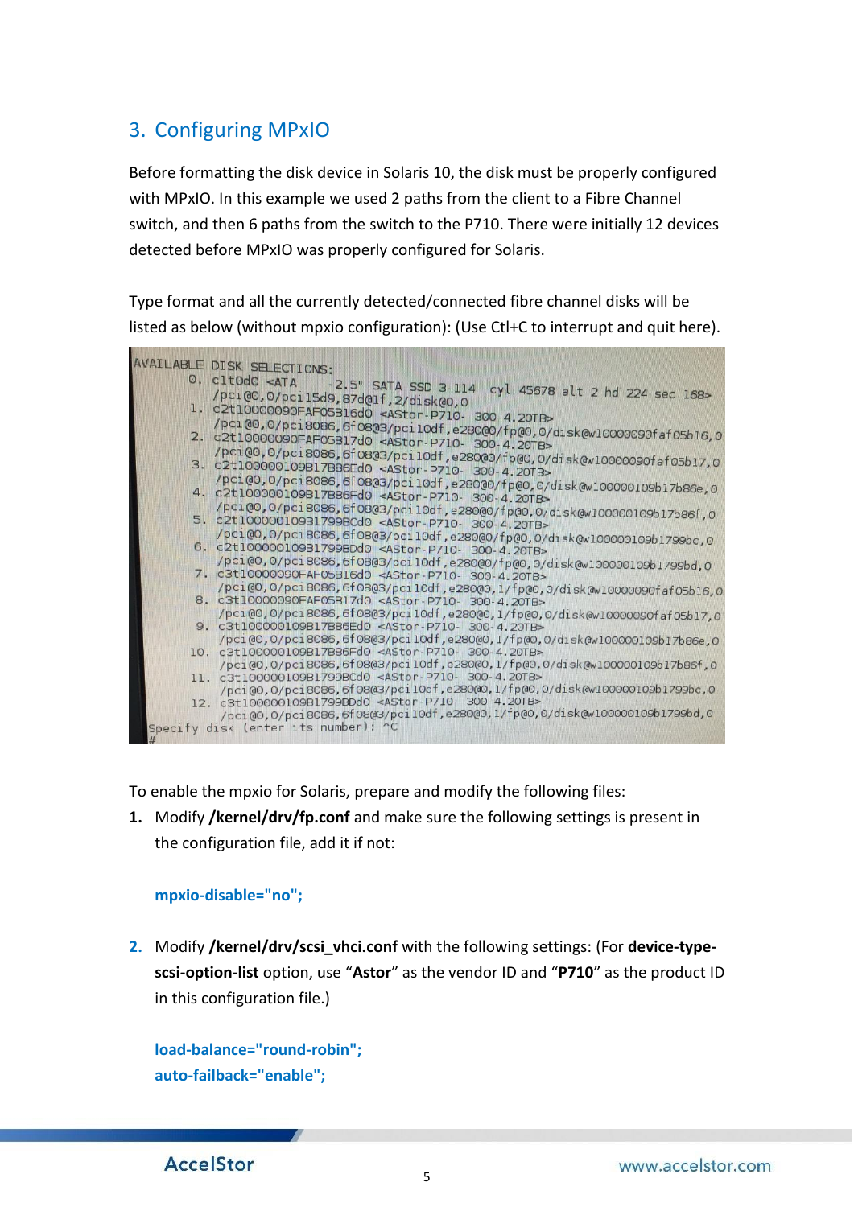## 3. Configuring MPxIO

Before formatting the disk device in Solaris 10, the disk must be properly configured with MPxIO. In this example we used 2 paths from the client to a Fibre Channel switch, and then 6 paths from the switch to the P710. There were initially 12 devices detected before MPxIO was properly configured for Solaris.

Type format and all the currently detected/connected fibre channel disks will be listed as below (without mpxio configuration): (Use Ctl+C to interrupt and quit here).

```
AVAILABLE DISK SELECTIONS:
    0. c1t0d0 <ATA    -2.5" SATA SSD 3-114  cyl 45678 alt 2 hd 224 sec 168>
       /pci@0,0/pci15d9,87d@1f,2/disk@0,0
    1. c2t10000090FAF05B16d0 <AStor-P710-  300-4.20TB>
       /pci@0,0/pci8086,6f08@3/pci10df,e280@0/fp@0,0/disk@w10000090faf05b16,0
    2. c2t10000090FAF05B17d0 <AStor-P710-  300-4.20TB>
       /pci@0,0/pci8086,6f08@3/pci10df,e280@0/fp@0,0/disk@w10000090faf05b17,0
    3. c2t100000109B17B86Ed0 <AStor-P710-  300-4.20TB>
       /pci@0,0/pci8086,6f08@3/pci10df,e280@0/fp@0,0/disk@w100000109b17b86e,0
    4. c2t100000109B17B86Fd0 <AStor-P710-  300-4.20TB>
       /pci@0,0/pci8086,6f08@3/pci10df,e280@0/fp@0,0/disk@w100000109b17b86f,0
    5. c2t100000109B1799BCd0 <AStor-P710-  300-4.20TB>
       /pci@0,0/pci8086,6f08@3/pci10df,e280@0/fp@0,0/disk@w100000109b1799bc,0
    6. c2t100000109B1799BDd0 <AStor-P710-  300-4.20TB>
       /pci@0,0/pci8086,6f08@3/pci10df,e280@0/fp@0,0/disk@w100000109b1799bd,0
    7. c3t10000090FAF05B16d0 <AStor-P710-  300-4.20TB>
       /pci@0,0/pci8086,6f08@3/pci10df,e280@0,1/fp@0,0/disk@w10000090faf05b16,0
    8. c3t10000090FAF05B17d0 <AStor-P710-  300-4.20TB>
       /pci@0,0/pci8086,6f08@3/pci10df,e280@0,1/fp@0,0/disk@w10000090faf05b17,0
    9. c3t100000109B17B86Ed0 <AStor-P710-  300-4.20TB>
       /pci@0,0/pci8086,6f08@3/pci10df,e280@0,1/fp@0,0/disk@w100000109b17b86e,0
   10. c3t100000109B17B86Fd0 <AStor-P710-  300-4.20TB>
       /pci@0,0/pci8086,6f08@3/pci10df,e280@0,1/fp@0,0/disk@w100000109b17b86f,0
   11. c3t100000109B1799BCd0 <AStor-P710-  300-4.20TB>
       /pci@0,0/pci8086,6f08@3/pci10df,e280@0,1/fp@0,0/disk@w100000109b1799bc,0
   12. c3t100000109B1799BDd0 <AStor-P710-  300-4.20TB>
       /pci@0,0/pci8086,6f08@3/pci10df,e280@0,1/fp@0,0/disk@w100000109b1799bd,0
Specify disk (enter its number): ^C
#
```

To enable the mpxio for Solaris, prepare and modify the following files:

1. Modify **/kernel/drv/fp.conf** and make sure the following settings is present in the configuration file, add it if not:

   **mpxio-disable="no";**

2. Modify **/kernel/drv/scsi_vhci.conf** with the following settings: (For **device-type-scsi-option-list** option, use "**Astor**" as the vendor ID and "**P710**" as the product ID in this configuration file.)

   **load-balance="round-robin";**
   **auto-failback="enable";**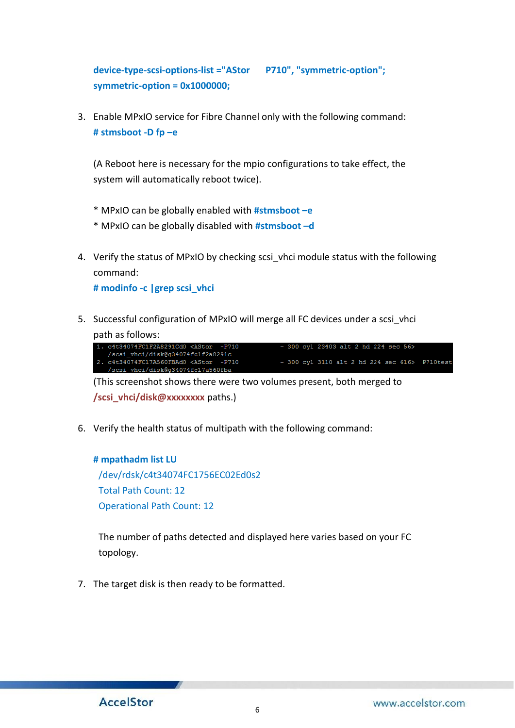**device-type-scsi-options-list ="AStor      P710", "symmetric-option";**
**symmetric-option = 0x1000000;**

3. Enable MPxIO service for Fibre Channel only with the following command:
   **# stmsboot -D fp –e**

   (A Reboot here is necessary for the mpio configurations to take effect, the system will automatically reboot twice).

   * MPxIO can be globally enabled with **#stmsboot –e**
   * MPxIO can be globally disabled with **#stmsboot –d**

4. Verify the status of MPxIO by checking scsi_vhci module status with the following command:
   **# modinfo -c |grep scsi_vhci**

5. Successful configuration of MPxIO will merge all FC devices under a scsi_vhci path as follows:

```
1. c4t34074FC1F2A8291Cd0 <AStor  -P710          - 300 cyl 23403 alt 2 hd 224 sec 56>
   /scsi_vhci/disk@g34074fc1f2a8291c
2. c4t34074FC17A560FBAd0 <AStor  -P710          - 300 cyl 3110 alt 2 hd 224 sec 616>  P710test
   /scsi_vhci/disk@g34074fc17a560fba
```

   (This screenshot shows there were two volumes present, both merged to **/scsi_vhci/disk@xxxxxxxx** paths.)

6. Verify the health status of multipath with the following command:

   **# mpathadm list LU**
   /dev/rdsk/c4t34074FC1756EC02Ed0s2
   Total Path Count: 12
   Operational Path Count: 12

   The number of paths detected and displayed here varies based on your FC topology.

7. The target disk is then ready to be formatted.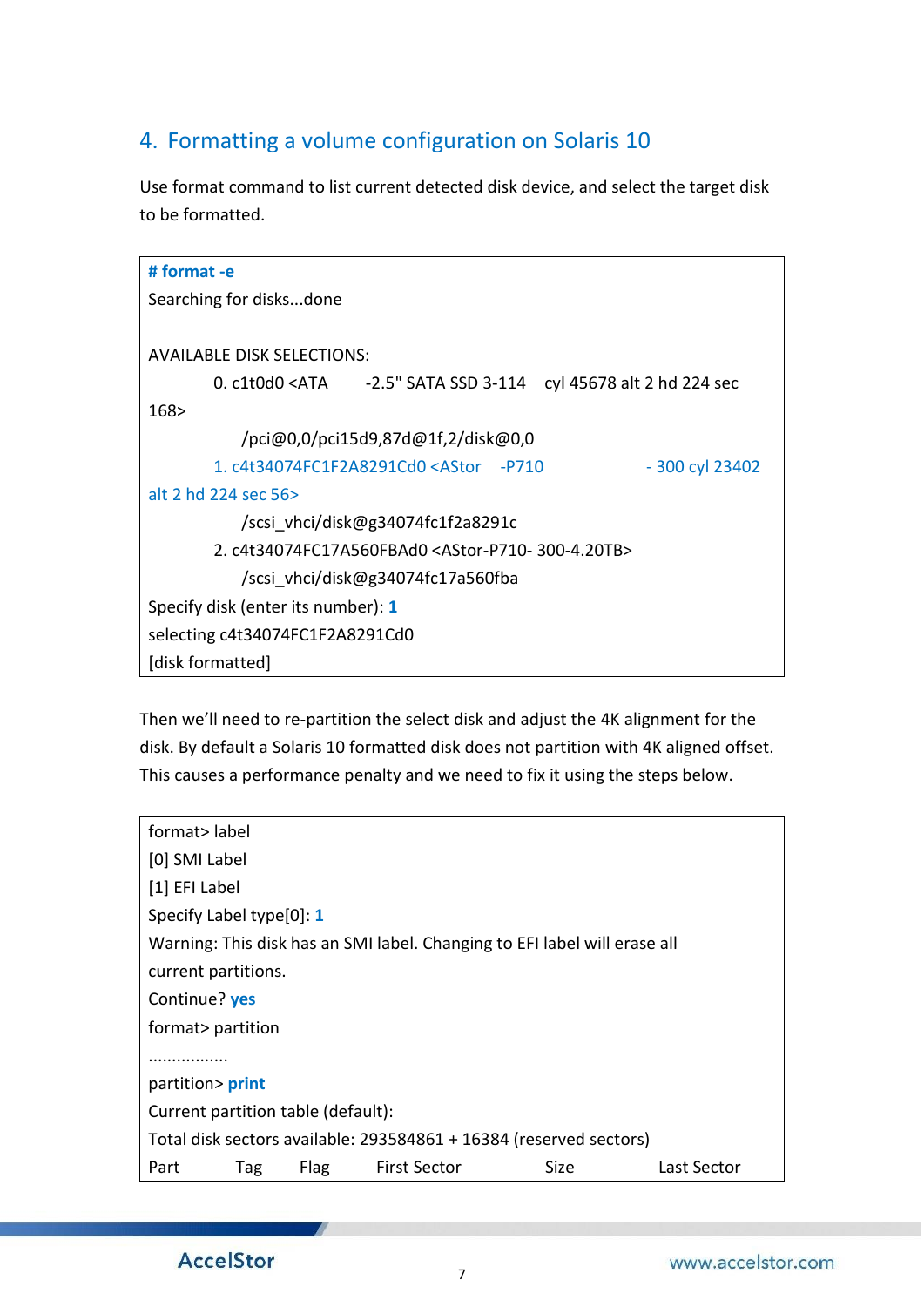## 4. Formatting a volume configuration on Solaris 10

Use format command to list current detected disk device, and select the target disk to be formatted.

```
# format -e
Searching for disks...done

AVAILABLE DISK SELECTIONS:
        0. c1t0d0 <ATA      -2.5" SATA SSD 3-114    cyl 45678 alt 2 hd 224 sec 168>
              /pci@0,0/pci15d9,87d@1f,2/disk@0,0
        1. c4t34074FC1F2A8291Cd0 <AStor    -P710                 - 300 cyl 23402 alt 2 hd 224 sec 56>
              /scsi_vhci/disk@g34074fc1f2a8291c
        2. c4t34074FC17A560FBAd0 <AStor-P710- 300-4.20TB>
              /scsi_vhci/disk@g34074fc17a560fba
Specify disk (enter its number): 1
selecting c4t34074FC1F2A8291Cd0
[disk formatted]
```

Then we'll need to re-partition the select disk and adjust the 4K alignment for the disk. By default a Solaris 10 formatted disk does not partition with 4K aligned offset. This causes a performance penalty and we need to fix it using the steps below.

```
format> label
[0] SMI Label
[1] EFI Label
Specify Label type[0]: 1
Warning: This disk has an SMI label. Changing to EFI label will erase all
current partitions.
Continue? yes
format> partition
.................
partition> print
Current partition table (default):
Total disk sectors available: 293584861 + 16384 (reserved sectors)
Part      Tag      Flag      First Sector           Size           Last Sector
```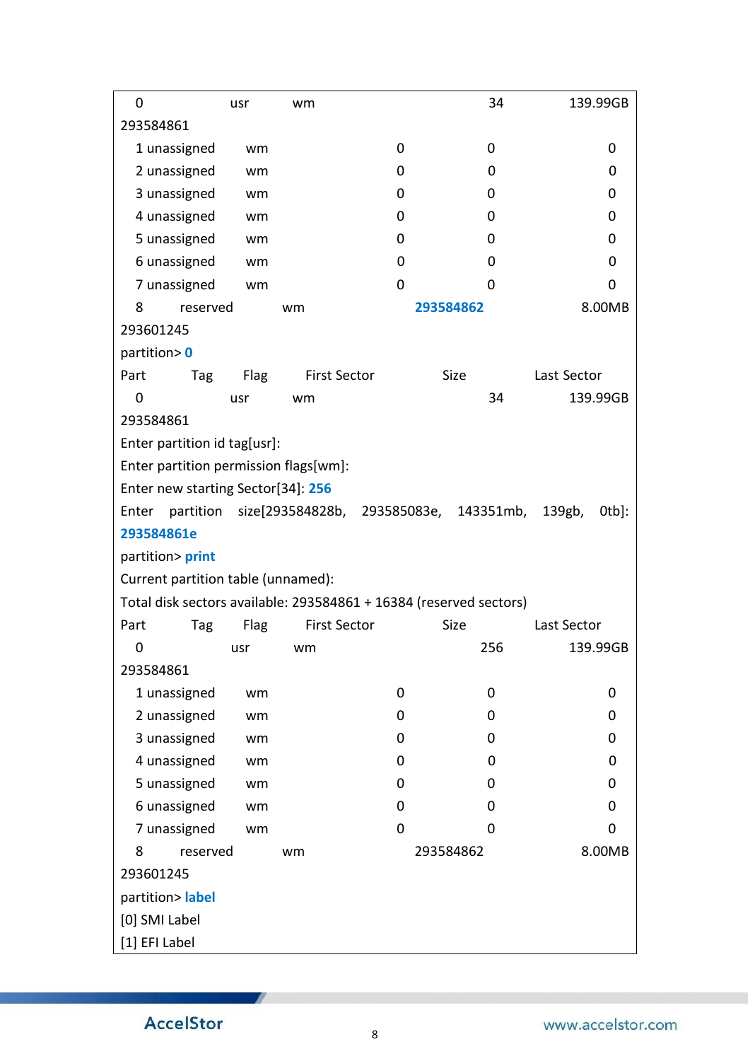```
 0              usr        wm                          34          139.99GB
293584861
 1 unassigned    wm          0            0                0
 2 unassigned    wm          0            0                0
 3 unassigned    wm          0            0                0
 4 unassigned    wm          0            0                0
 5 unassigned    wm          0            0                0
 6 unassigned    wm          0            0                0
 7 unassigned    wm          0            0                0
 8       reserved       wm              293584862            8.00MB
293601245
partition> 0
Part      Tag      Flag      First Sector          Size          Last Sector
 0              usr        wm                          34          139.99GB
293584861
Enter partition id tag[usr]:
Enter partition permission flags[wm]:
Enter new starting Sector[34]: 256
Enter   partition   size[293584828b,   293585083e,   143351mb,   139gb,   0tb]:
293584861e
partition> print
Current partition table (unnamed):
Total disk sectors available: 293584861 + 16384 (reserved sectors)
Part      Tag      Flag      First Sector          Size          Last Sector
 0              usr        wm                         256          139.99GB
293584861
 1 unassigned    wm          0            0                0
 2 unassigned    wm          0            0                0
 3 unassigned    wm          0            0                0
 4 unassigned    wm          0            0                0
 5 unassigned    wm          0            0                0
 6 unassigned    wm          0            0                0
 7 unassigned    wm          0            0                0
 8       reserved       wm              293584862            8.00MB
293601245
partition> label
[0] SMI Label
[1] EFI Label
```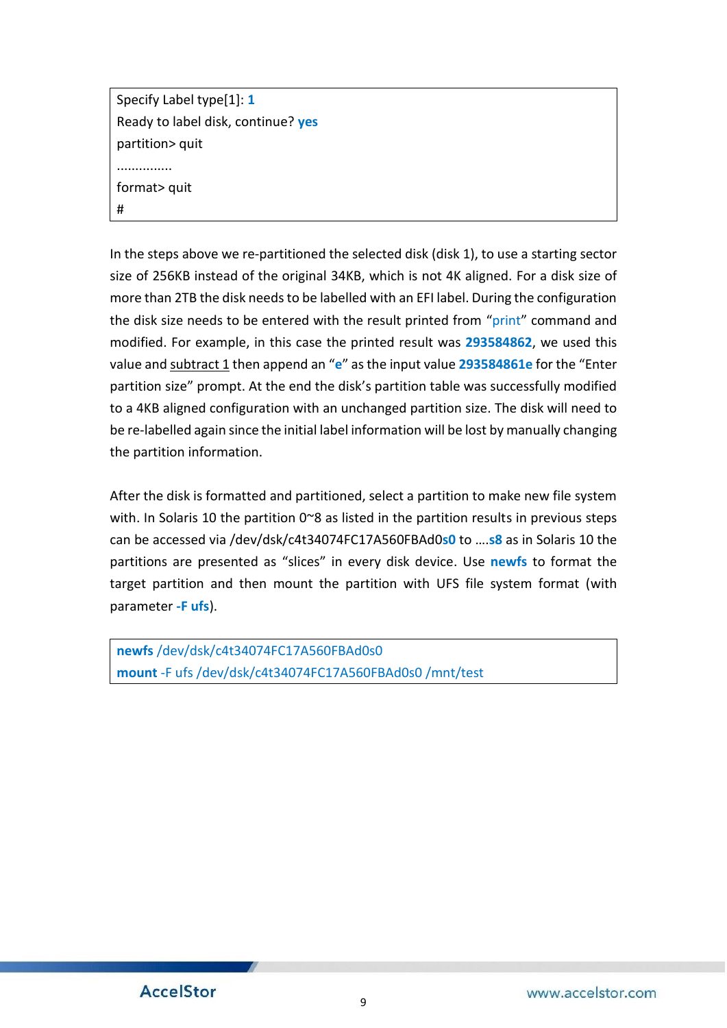```
Specify Label type[1]: 1
Ready to label disk, continue? yes
partition> quit
...............
format> quit
#
```

In the steps above we re-partitioned the selected disk (disk 1), to use a starting sector size of 256KB instead of the original 34KB, which is not 4K aligned. For a disk size of more than 2TB the disk needs to be labelled with an EFI label. During the configuration the disk size needs to be entered with the result printed from "print" command and modified. For example, in this case the printed result was **293584862**, we used this value and subtract 1 then append an "**e**" as the input value **293584861e** for the "Enter partition size" prompt. At the end the disk's partition table was successfully modified to a 4KB aligned configuration with an unchanged partition size. The disk will need to be re-labelled again since the initial label information will be lost by manually changing the partition information.

After the disk is formatted and partitioned, select a partition to make new file system with. In Solaris 10 the partition 0~8 as listed in the partition results in previous steps can be accessed via /dev/dsk/c4t34074FC17A560FBAd0**s0** to ….**s8** as in Solaris 10 the partitions are presented as "slices" in every disk device. Use **newfs** to format the target partition and then mount the partition with UFS file system format (with parameter **-F ufs**).

```
newfs /dev/dsk/c4t34074FC17A560FBAd0s0
mount -F ufs /dev/dsk/c4t34074FC17A560FBAd0s0 /mnt/test
```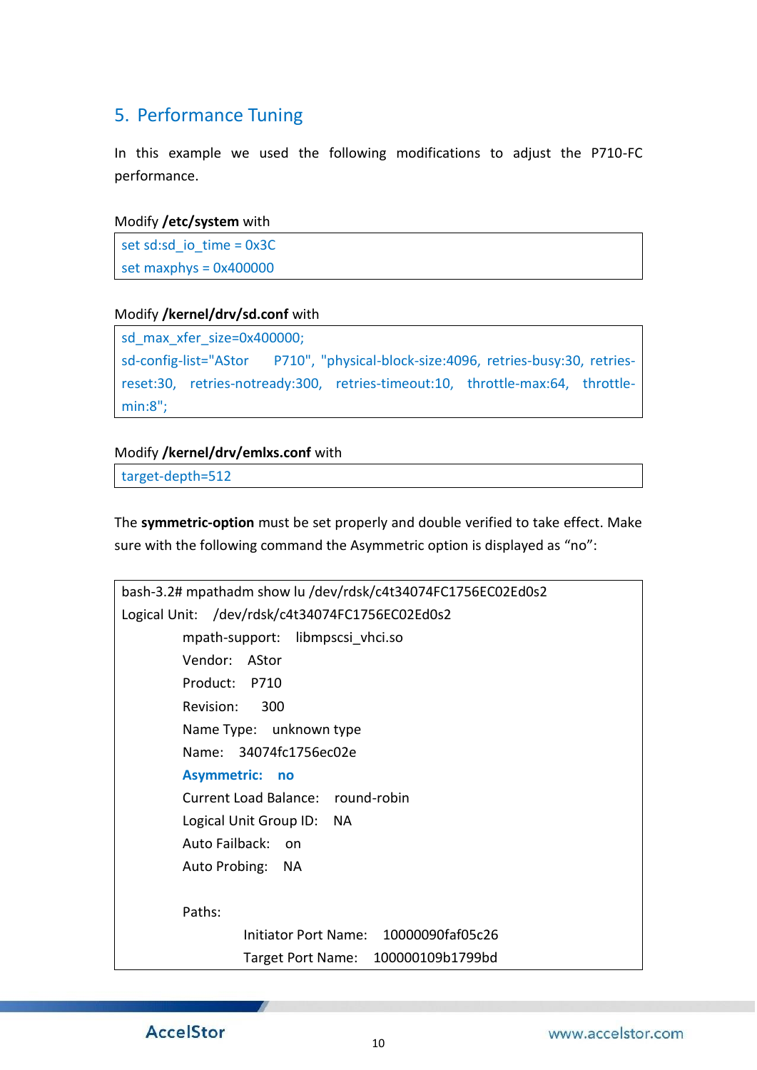## 5. Performance Tuning

In this example we used the following modifications to adjust the P710-FC performance.

Modify **/etc/system** with

```
set sd:sd_io_time = 0x3C
set maxphys = 0x400000
```

Modify **/kernel/drv/sd.conf** with

```
sd_max_xfer_size=0x400000;
sd-config-list="AStor      P710", "physical-block-size:4096, retries-busy:30, retries-reset:30, retries-notready:300, retries-timeout:10, throttle-max:64, throttle-min:8";
```

Modify **/kernel/drv/emlxs.conf** with

```
target-depth=512
```

The **symmetric-option** must be set properly and double verified to take effect. Make sure with the following command the Asymmetric option is displayed as “no”:

```
bash-3.2# mpathadm show lu /dev/rdsk/c4t34074FC1756EC02Ed0s2
Logical Unit:    /dev/rdsk/c4t34074FC1756EC02Ed0s2
        mpath-support:    libmpscsi_vhci.so
        Vendor:    AStor
        Product:    P710
        Revision:     300
        Name Type:    unknown type
        Name:    34074fc1756ec02e
        Asymmetric:    no
        Current Load Balance:    round-robin
        Logical Unit Group ID:    NA
        Auto Failback:    on
        Auto Probing:    NA

        Paths:
                Initiator Port Name:    10000090faf05c26
                Target Port Name:    100000109b1799bd
```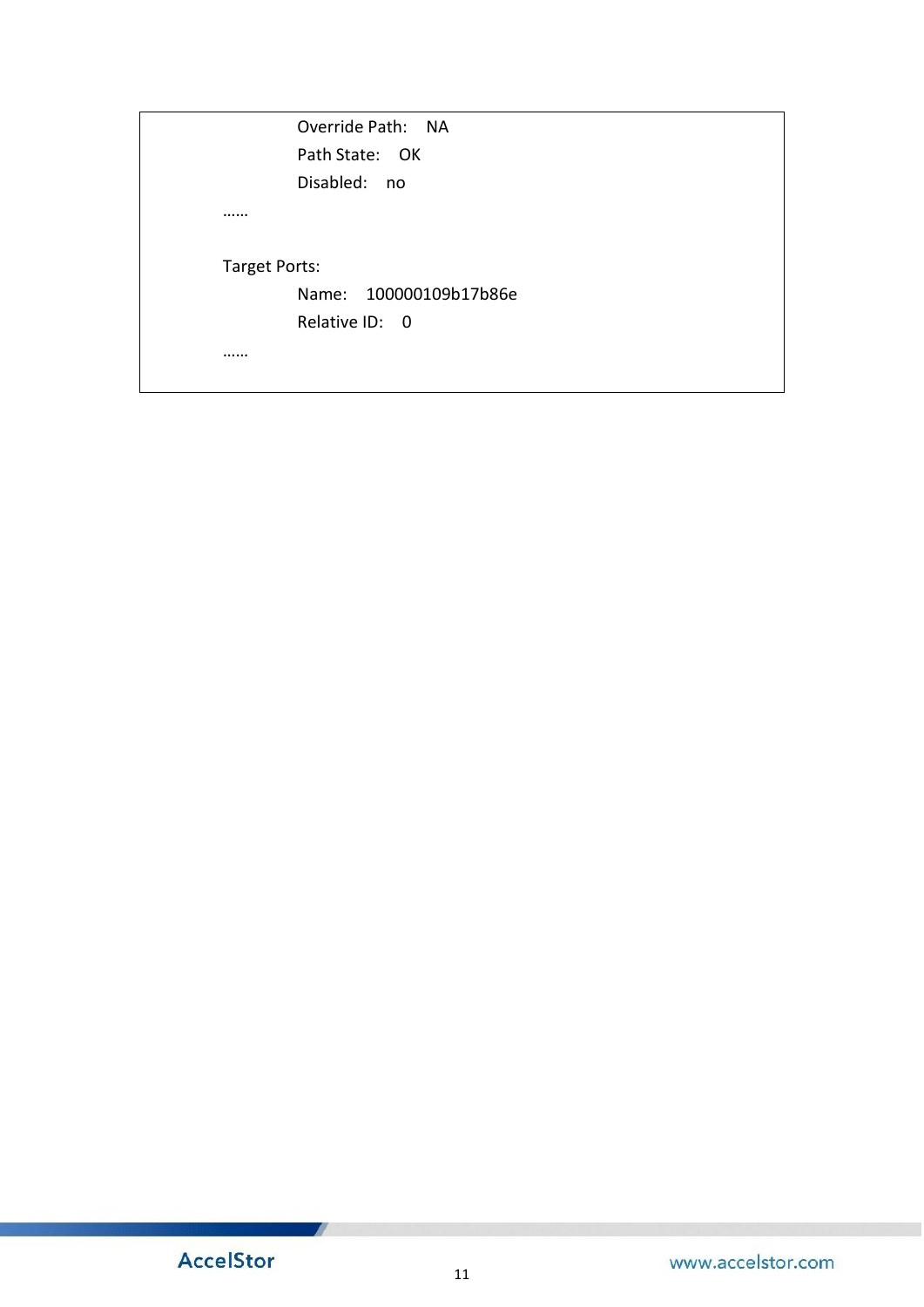```
                Override Path:    NA
                Path State:    OK
                Disabled:    no
        ……

        Target Ports:
                Name:    100000109b17b86e
                Relative ID:    0
        ……
```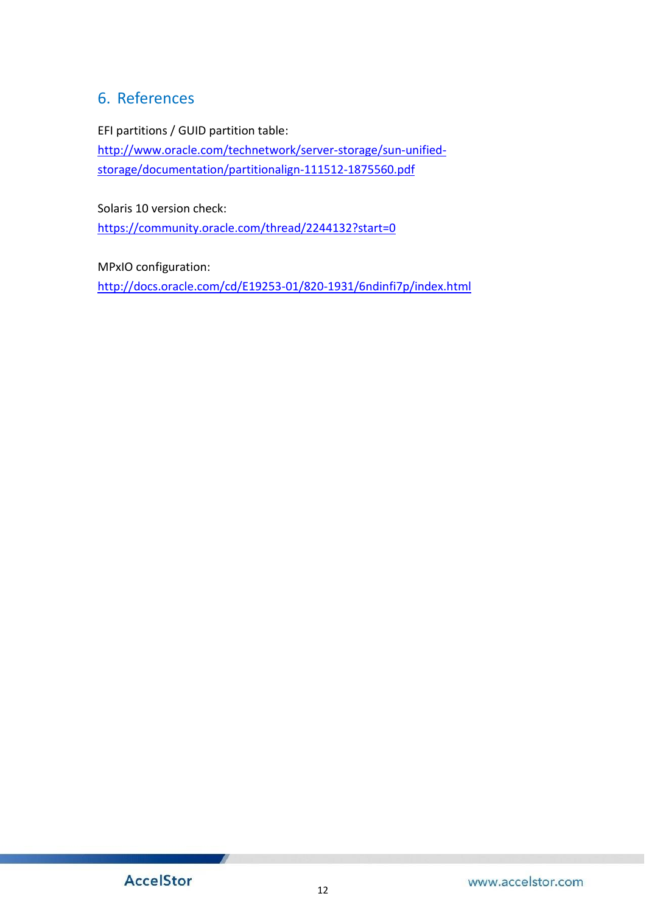## 6. References

EFI partitions / GUID partition table:
http://www.oracle.com/technetwork/server-storage/sun-unified-storage/documentation/partitionalign-111512-1875560.pdf

Solaris 10 version check:
https://community.oracle.com/thread/2244132?start=0

MPxIO configuration:
http://docs.oracle.com/cd/E19253-01/820-1931/6ndinfi7p/index.html